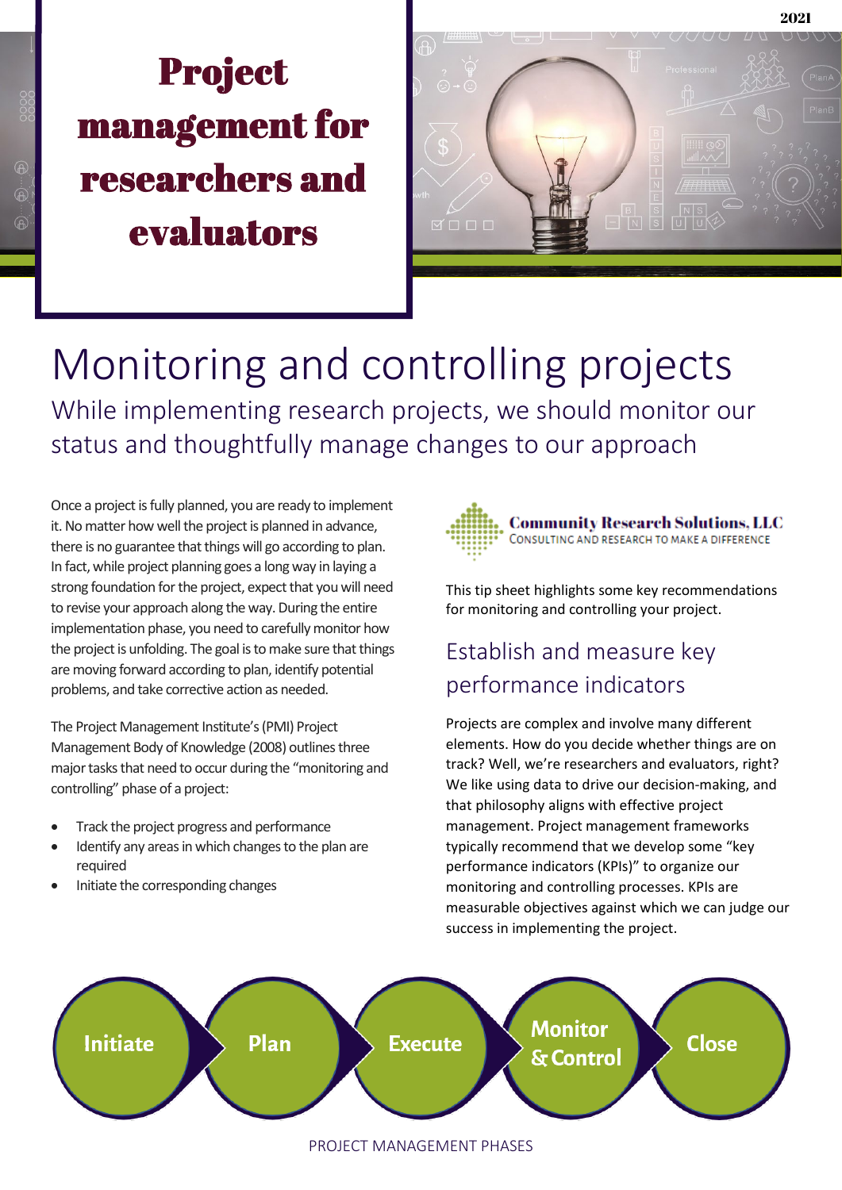# Project management for researchers and evaluators

## Monitoring and controlling projects

While implementing research projects, we should monitor our status and thoughtfully manage changes to our approach

Once a project is fully planned, you are ready to implement it. No matter how well the project is planned in advance, there is no guarantee that things will go according to plan. In fact, while project planning goes a long way in laying a strong foundation for the project, expect that you will need to revise your approach along the way. During the entire implementation phase, you need to carefully monitor how the project is unfolding. The goal is to make sure that things are moving forward according to plan, identify potential problems, and take corrective action as needed.

The Project Management Institute's (PMI) Project Management Body of Knowledge (2008) outlines three major tasks that need to occur during the "monitoring and controlling" phase of a project:

- Track the project progress and performance
- Identify any areas in which changes to the plan are required
- Initiate the corresponding changes

**Community Research Solutions, LLC**
CONSULTING AND RESEARCH TO MAKE A DIFFERENCE

This tip sheet highlights some key recommendations for monitoring and controlling your project.

### Establish and measure key performance indicators

Projects are complex and involve many different elements. How do you decide whether things are on track? Well, we're researchers and evaluators, right? We like using data to drive our decision-making, and that philosophy aligns with effective project management. Project management frameworks typically recommend that we develop some "key performance indicators (KPIs)" to organize our monitoring and controlling processes. KPIs are measurable objectives against which we can judge our success in implementing the project.

Initiate → Plan → Execute → Monitor & Control → Close

PROJECT MANAGEMENT PHASES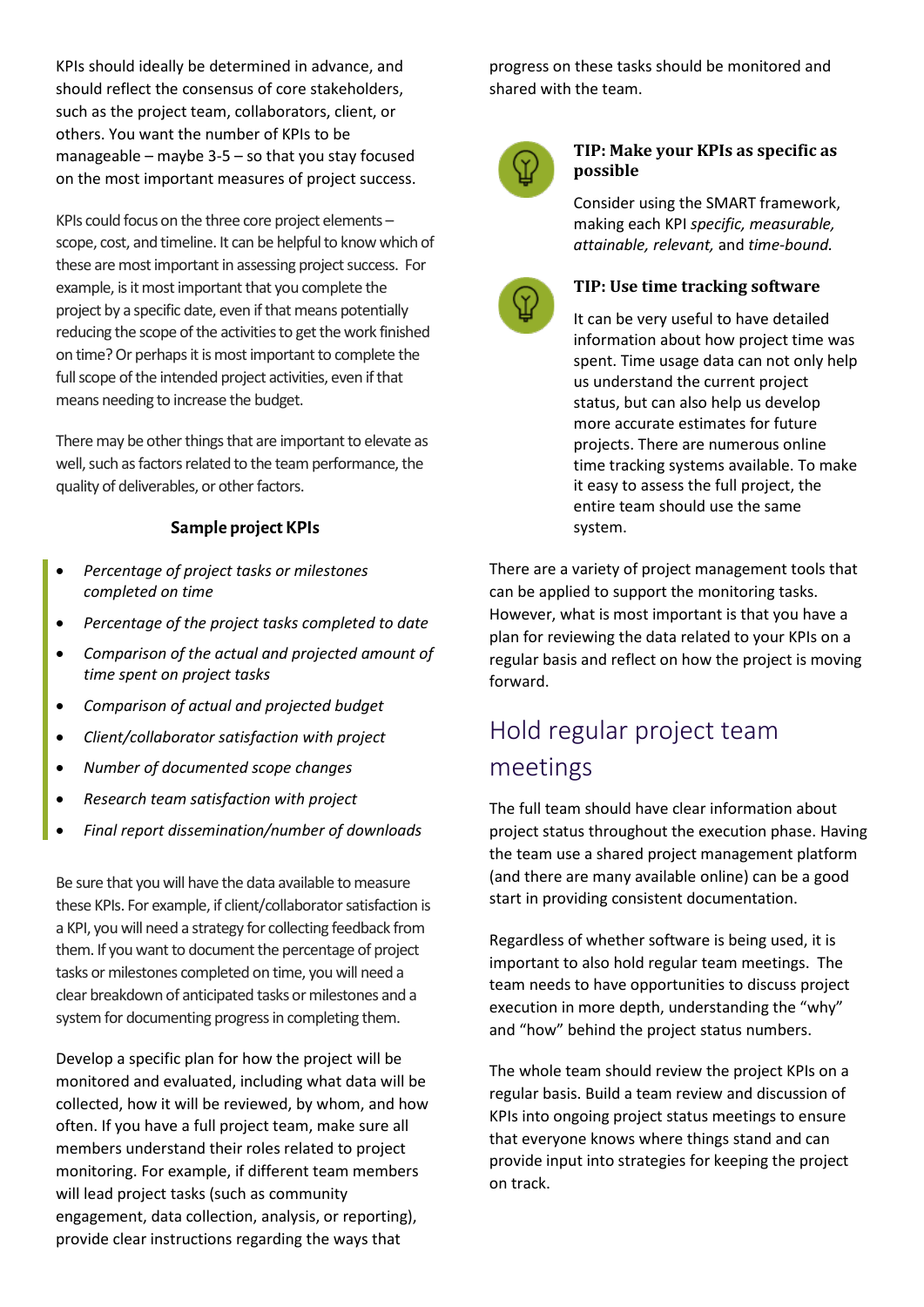KPIs should ideally be determined in advance, and should reflect the consensus of core stakeholders, such as the project team, collaborators, client, or others. You want the number of KPIs to be manageable – maybe 3-5 – so that you stay focused on the most important measures of project success.

KPIs could focus on the three core project elements – scope, cost, and timeline. It can be helpful to know which of these are most important in assessing project success. For example, is it most important that you complete the project by a specific date, even if that means potentially reducing the scope of the activities to get the work finished on time? Or perhaps it is most important to complete the full scope of the intended project activities, even if that means needing to increase the budget.

There may be other things that are important to elevate as well, such as factors related to the team performance, the quality of deliverables, or other factors.

**Sample project KPIs**

- *Percentage of project tasks or milestones completed on time*
- *Percentage of the project tasks completed to date*
- *Comparison of the actual and projected amount of time spent on project tasks*
- *Comparison of actual and projected budget*
- *Client/collaborator satisfaction with project*
- *Number of documented scope changes*
- *Research team satisfaction with project*
- *Final report dissemination/number of downloads*

Be sure that you will have the data available to measure these KPIs. For example, if client/collaborator satisfaction is a KPI, you will need a strategy for collecting feedback from them. If you want to document the percentage of project tasks or milestones completed on time, you will need a clear breakdown of anticipated tasks or milestones and a system for documenting progress in completing them.

Develop a specific plan for how the project will be monitored and evaluated, including what data will be collected, how it will be reviewed, by whom, and how often. If you have a full project team, make sure all members understand their roles related to project monitoring. For example, if different team members will lead project tasks (such as community engagement, data collection, analysis, or reporting), provide clear instructions regarding the ways that progress on these tasks should be monitored and shared with the team.

**TIP: Make your KPIs as specific as possible**

Consider using the SMART framework, making each KPI *specific, measurable, attainable, relevant,* and *time-bound.*

**TIP: Use time tracking software**

It can be very useful to have detailed information about how project time was spent. Time usage data can not only help us understand the current project status, but can also help us develop more accurate estimates for future projects. There are numerous online time tracking systems available. To make it easy to assess the full project, the entire team should use the same system.

There are a variety of project management tools that can be applied to support the monitoring tasks. However, what is most important is that you have a plan for reviewing the data related to your KPIs on a regular basis and reflect on how the project is moving forward.

## Hold regular project team meetings

The full team should have clear information about project status throughout the execution phase. Having the team use a shared project management platform (and there are many available online) can be a good start in providing consistent documentation.

Regardless of whether software is being used, it is important to also hold regular team meetings. The team needs to have opportunities to discuss project execution in more depth, understanding the "why" and "how" behind the project status numbers.

The whole team should review the project KPIs on a regular basis. Build a team review and discussion of KPIs into ongoing project status meetings to ensure that everyone knows where things stand and can provide input into strategies for keeping the project on track.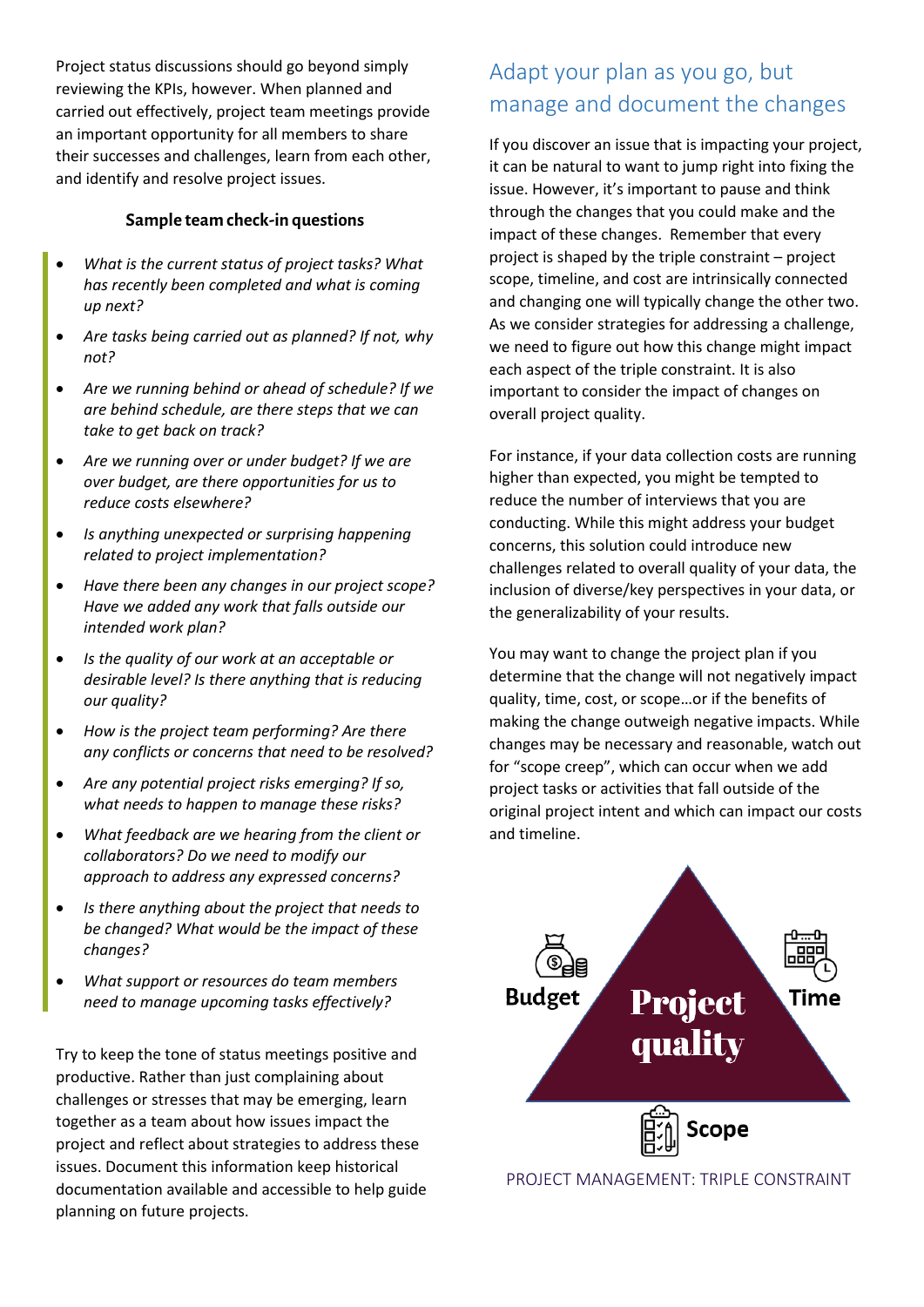Project status discussions should go beyond simply reviewing the KPIs, however. When planned and carried out effectively, project team meetings provide an important opportunity for all members to share their successes and challenges, learn from each other, and identify and resolve project issues.

**Sample team check-in questions**

- *What is the current status of project tasks? What has recently been completed and what is coming up next?*
- *Are tasks being carried out as planned? If not, why not?*
- *Are we running behind or ahead of schedule? If we are behind schedule, are there steps that we can take to get back on track?*
- *Are we running over or under budget? If we are over budget, are there opportunities for us to reduce costs elsewhere?*
- *Is anything unexpected or surprising happening related to project implementation?*
- *Have there been any changes in our project scope? Have we added any work that falls outside our intended work plan?*
- *Is the quality of our work at an acceptable or desirable level? Is there anything that is reducing our quality?*
- *How is the project team performing? Are there any conflicts or concerns that need to be resolved?*
- *Are any potential project risks emerging? If so, what needs to happen to manage these risks?*
- *What feedback are we hearing from the client or collaborators? Do we need to modify our approach to address any expressed concerns?*
- *Is there anything about the project that needs to be changed? What would be the impact of these changes?*
- *What support or resources do team members need to manage upcoming tasks effectively?*

Try to keep the tone of status meetings positive and productive. Rather than just complaining about challenges or stresses that may be emerging, learn together as a team about how issues impact the project and reflect about strategies to address these issues. Document this information keep historical documentation available and accessible to help guide planning on future projects.

## Adapt your plan as you go, but manage and document the changes

If you discover an issue that is impacting your project, it can be natural to want to jump right into fixing the issue. However, it's important to pause and think through the changes that you could make and the impact of these changes. Remember that every project is shaped by the triple constraint – project scope, timeline, and cost are intrinsically connected and changing one will typically change the other two. As we consider strategies for addressing a challenge, we need to figure out how this change might impact each aspect of the triple constraint. It is also important to consider the impact of changes on overall project quality.

For instance, if your data collection costs are running higher than expected, you might be tempted to reduce the number of interviews that you are conducting. While this might address your budget concerns, this solution could introduce new challenges related to overall quality of your data, the inclusion of diverse/key perspectives in your data, or the generalizability of your results.

You may want to change the project plan if you determine that the change will not negatively impact quality, time, cost, or scope…or if the benefits of making the change outweigh negative impacts. While changes may be necessary and reasonable, watch out for "scope creep", which can occur when we add project tasks or activities that fall outside of the original project intent and which can impact our costs and timeline.

Budget

Time

Project quality

Scope

PROJECT MANAGEMENT: TRIPLE CONSTRAINT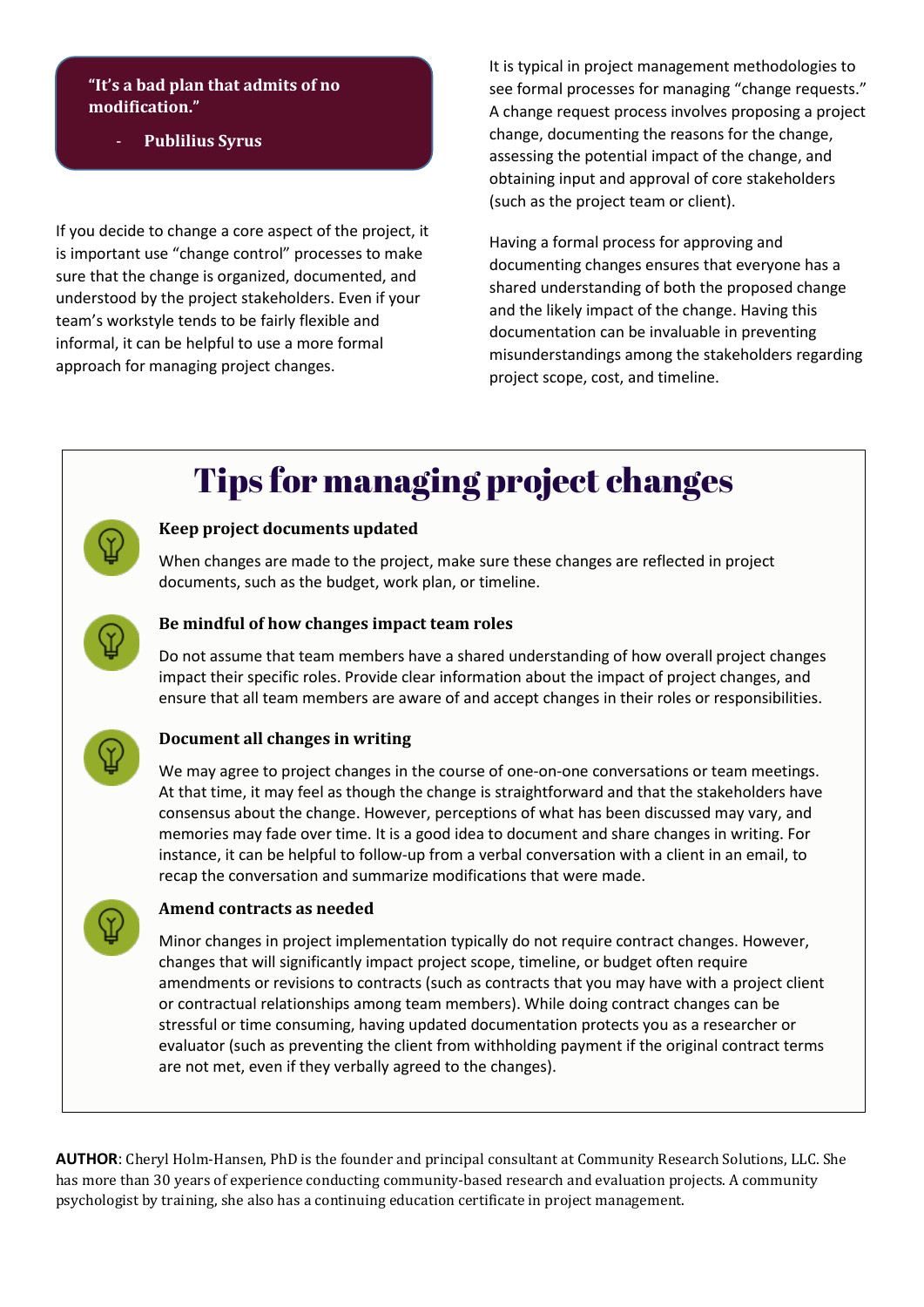> **"It's a bad plan that admits of no modification."**
>
> - **Publilius Syrus**

If you decide to change a core aspect of the project, it is important use "change control" processes to make sure that the change is organized, documented, and understood by the project stakeholders. Even if your team's workstyle tends to be fairly flexible and informal, it can be helpful to use a more formal approach for managing project changes.

It is typical in project management methodologies to see formal processes for managing "change requests." A change request process involves proposing a project change, documenting the reasons for the change, assessing the potential impact of the change, and obtaining input and approval of core stakeholders (such as the project team or client).

Having a formal process for approving and documenting changes ensures that everyone has a shared understanding of both the proposed change and the likely impact of the change. Having this documentation can be invaluable in preventing misunderstandings among the stakeholders regarding project scope, cost, and timeline.

# Tips for managing project changes

### Keep project documents updated

When changes are made to the project, make sure these changes are reflected in project documents, such as the budget, work plan, or timeline.

### Be mindful of how changes impact team roles

Do not assume that team members have a shared understanding of how overall project changes impact their specific roles. Provide clear information about the impact of project changes, and ensure that all team members are aware of and accept changes in their roles or responsibilities.

### Document all changes in writing

We may agree to project changes in the course of one-on-one conversations or team meetings. At that time, it may feel as though the change is straightforward and that the stakeholders have consensus about the change. However, perceptions of what has been discussed may vary, and memories may fade over time. It is a good idea to document and share changes in writing. For instance, it can be helpful to follow-up from a verbal conversation with a client in an email, to recap the conversation and summarize modifications that were made.

### Amend contracts as needed

Minor changes in project implementation typically do not require contract changes. However, changes that will significantly impact project scope, timeline, or budget often require amendments or revisions to contracts (such as contracts that you may have with a project client or contractual relationships among team members). While doing contract changes can be stressful or time consuming, having updated documentation protects you as a researcher or evaluator (such as preventing the client from withholding payment if the original contract terms are not met, even if they verbally agreed to the changes).

**AUTHOR**: Cheryl Holm-Hansen, PhD is the founder and principal consultant at Community Research Solutions, LLC. She has more than 30 years of experience conducting community-based research and evaluation projects. A community psychologist by training, she also has a continuing education certificate in project management.